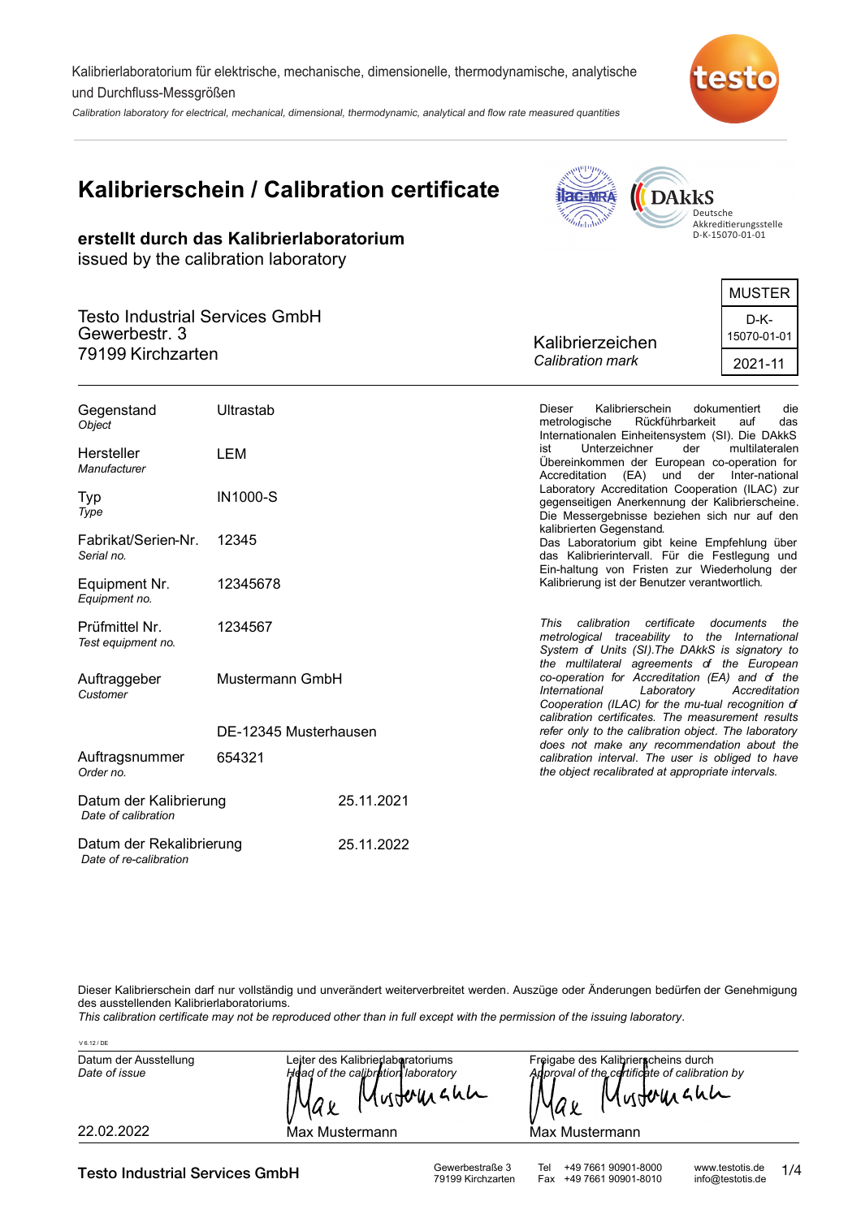Kalibrierlaboratorium für elektrische, mechanische, dimensionelle, thermodynamische, analytische und Durchfluss-Messgrößen

*Calibration laboratory for electrical, mechanical, dimensional, thermodynamic, analytical and flow rate measured quantities*

# Kalibrierschein / Calibration certificate

**erstellt durch das Kalibrierlaboratorium**
issued by the calibration laboratory

DAkkS Deutsche Akkreditierungsstelle D-K-15070-01-01

Testo Industrial Services GmbH
Gewerbestr. 3
79199 Kirchzarten

Kalibrierzeichen
*Calibration mark*

| MUSTER |
|---|
| D-K-15070-01-01 |
| 2021-11 |

| | |
|---|---|
| Gegenstand<br>*Object* | Ultrastab |
| Hersteller<br>*Manufacturer* | LEM |
| Typ<br>*Type* | IN1000-S |
| Fabrikat/Serien-Nr.<br>*Serial no.* | 12345 |
| Equipment Nr.<br>*Equipment no.* | 12345678 |
| Prüfmittel Nr.<br>*Test equipment no.* | 1234567 |
| Auftraggeber<br>*Customer* | Mustermann GmbH<br>DE-12345 Musterhausen |
| Auftragsnummer<br>*Order no.* | 654321 |
| Datum der Kalibrierung<br>*Date of calibration* | 25.11.2021 |
| Datum der Rekalibrierung<br>*Date of re-calibration* | 25.11.2022 |

Dieser Kalibrierschein dokumentiert die metrologische Rückführbarkeit auf das Internationalen Einheitensystem (SI). Die DAkkS ist Unterzeichner der multilateralen Übereinkommen der European co-operation for Accreditation (EA) und der Inter-national Laboratory Accreditation Cooperation (ILAC) zur gegenseitigen Anerkennung der Kalibrierscheine. Die Messergebnisse beziehen sich nur auf den kalibrierten Gegenstand.
Das Laboratorium gibt keine Empfehlung über das Kalibrierintervall. Für die Festlegung und Ein-haltung von Fristen zur Wiederholung der Kalibrierung ist der Benutzer verantwortlich.

*This calibration certificate documents the metrological traceability to the International System of Units (SI).The DAkkS is signatory to the multilateral agreements of the European co-operation for Accreditation (EA) and of the International Laboratory Accreditation Cooperation (ILAC) for the mu-tual recognition of calibration certificates. The measurement results refer only to the calibration object. The laboratory does not make any recommendation about the calibration interval. The user is obliged to have the object recalibrated at appropriate intervals.*

Dieser Kalibrierschein darf nur vollständig und unverändert weiterverbreitet werden. Auszüge oder Änderungen bedürfen der Genehmigung des ausstellenden Kalibrierlaboratoriums.
*This calibration certificate may not be reproduced other than in full except with the permission of the issuing laboratory.*

V 6.12 / DE

| Datum der Ausstellung<br>*Date of issue* | Leiter des Kalibrierlaboratoriums<br>*Head of the calibration laboratory* | Freigabe des Kalibrierscheins durch<br>*Approval of the certificate of calibration by* |
|---|---|---|
| 22.02.2022 | Max Mustermann | Max Mustermann |

Testo Industrial Services GmbH — Gewerbestraße 3, 79199 Kirchzarten — Tel +49 7661 90901-8000, Fax +49 7661 90901-8010 — www.testotis.de, info@testotis.de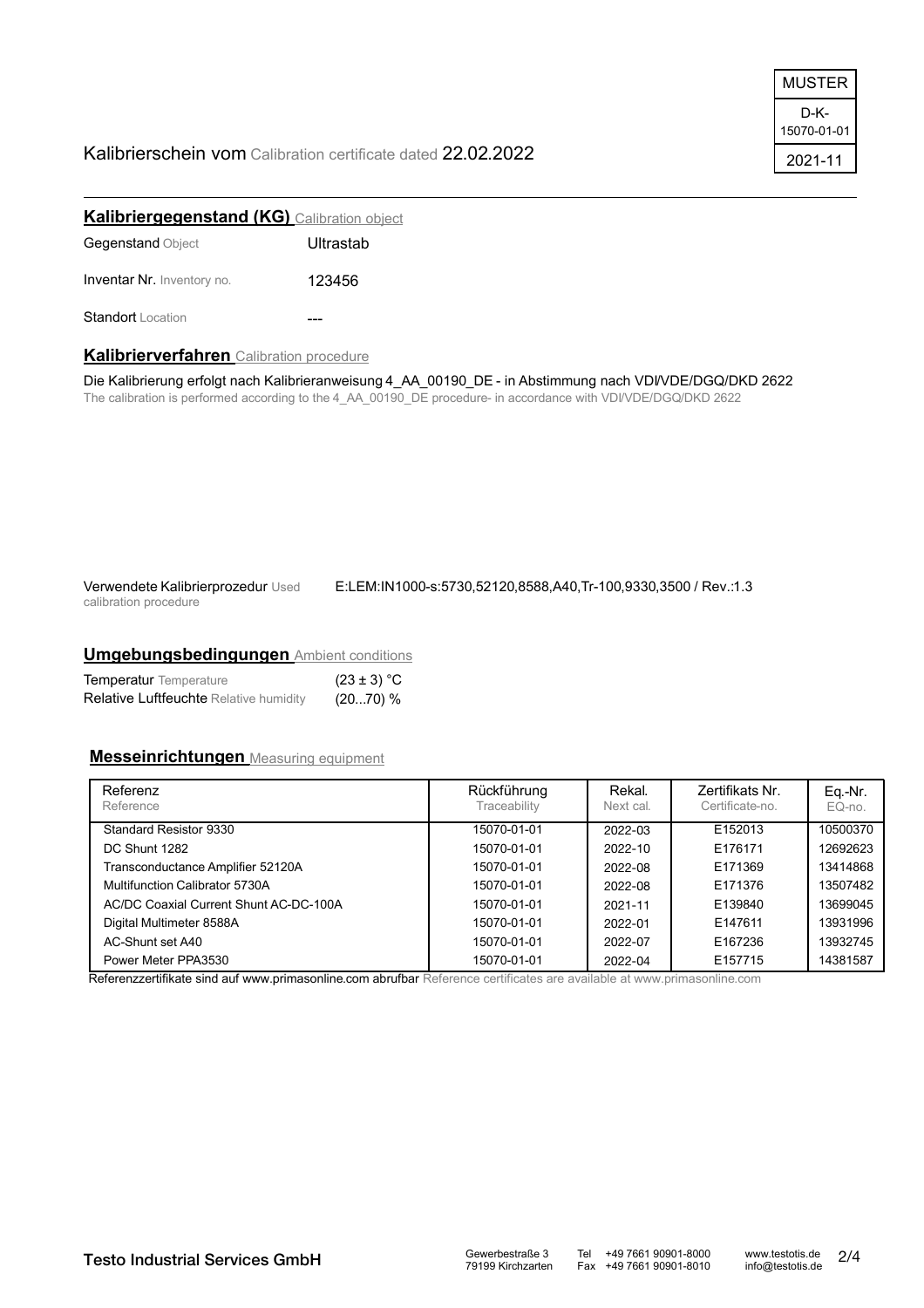| MUSTER |
| --- |
| D-K-15070-01-01 |
| 2021-11 |

Kalibrierschein vom Calibration certificate dated 22.02.2022

## Kalibriergegenstand (KG) Calibration object

| | |
| --- | --- |
| Gegenstand Object | Ultrastab |
| Inventar Nr. Inventory no. | 123456 |
| Standort Location | --- |

## Kalibrierverfahren Calibration procedure

Die Kalibrierung erfolgt nach Kalibrieranweisung 4_AA_00190_DE - in Abstimmung nach VDI/VDE/DGQ/DKD 2622
The calibration is performed according to the 4_AA_00190_DE procedure- in accordance with VDI/VDE/DGQ/DKD 2622

Verwendete Kalibrierprozedur Used calibration procedure: E:LEM:IN1000-s:5730,52120,8588,A40,Tr-100,9330,3500 / Rev.:1.3

## Umgebungsbedingungen Ambient conditions

| | |
| --- | --- |
| Temperatur Temperature | (23 ± 3) °C |
| Relative Luftfeuchte Relative humidity | (20...70) % |

## Messeinrichtungen Measuring equipment

| Referenz Reference | Rückführung Traceability | Rekal. Next cal. | Zertifikats Nr. Certificate-no. | Eq.-Nr. EQ-no. |
| --- | --- | --- | --- | --- |
| Standard Resistor 9330 | 15070-01-01 | 2022-03 | E152013 | 10500370 |
| DC Shunt 1282 | 15070-01-01 | 2022-10 | E176171 | 12692623 |
| Transconductance Amplifier 52120A | 15070-01-01 | 2022-08 | E171369 | 13414868 |
| Multifunction Calibrator 5730A | 15070-01-01 | 2022-08 | E171376 | 13507482 |
| AC/DC Coaxial Current Shunt AC-DC-100A | 15070-01-01 | 2021-11 | E139840 | 13699045 |
| Digital Multimeter 8588A | 15070-01-01 | 2022-01 | E147611 | 13931996 |
| AC-Shunt set A40 | 15070-01-01 | 2022-07 | E167236 | 13932745 |
| Power Meter PPA3530 | 15070-01-01 | 2022-04 | E157715 | 14381587 |

Referenzzertifikate sind auf www.primasonline.com abrufbar Reference certificates are available at www.primasonline.com

Testo Industrial Services GmbH — Gewerbestraße 3, 79199 Kirchzarten — Tel +49 7661 90901-8000, Fax +49 7661 90901-8010 — www.testotis.de, info@testotis.de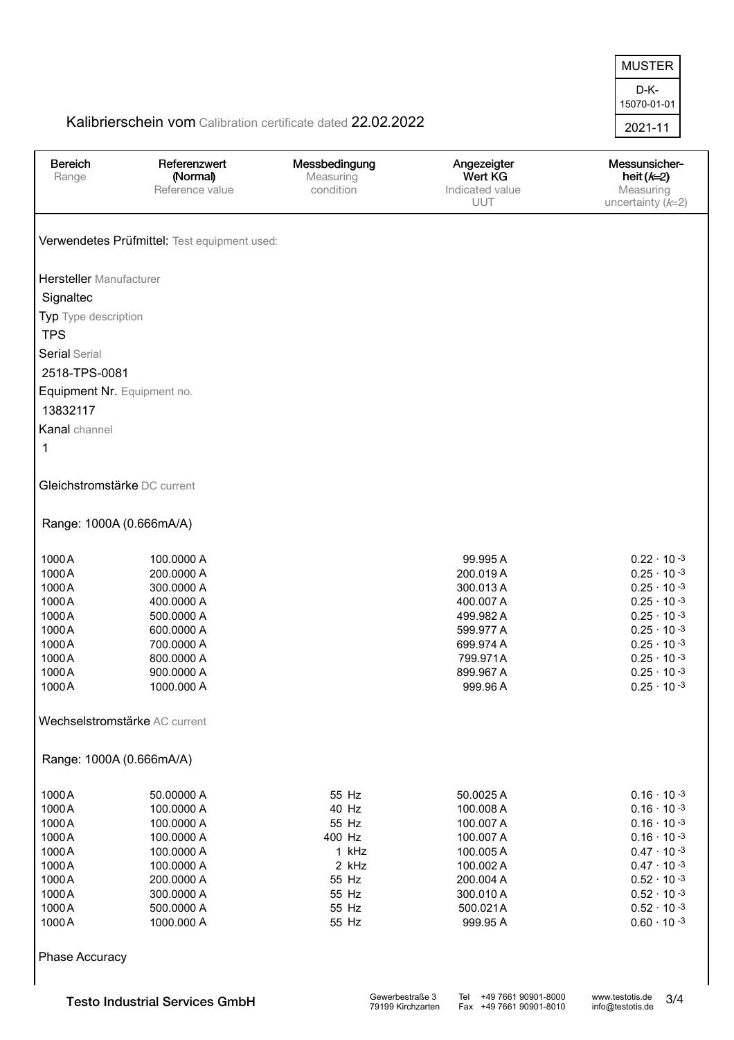MUSTER

D-K-15070-01-01

2021-11

Kalibrierschein vom Calibration certificate dated 22.02.2022

| Bereich<br>Range | Referenzwert (Normal)<br>Reference value | Messbedingung<br>Measuring condition | Angezeigter Wert KG<br>Indicated value UUT | Messunsicherheit ($k$=2)<br>Measuring uncertainty ($k$=2) |
|---|---|---|---|---|

**Verwendetes Prüfmittel:** Test equipment used:

**Hersteller** Manufacturer

Signaltec

**Typ** Type description

TPS

**Serial** Serial

2518-TPS-0081

**Equipment Nr.** Equipment no.

13832117

**Kanal** channel

1

**Gleichstromstärke** DC current

Range: 1000A (0.666mA/A)

| Bereich | Referenzwert | Messbedingung | Angezeigter Wert KG | Messunsicherheit |
|---|---|---|---|---|
| 1000 A | 100.0000 A | | 99.995 A | $0.22 \cdot 10^{-3}$ |
| 1000 A | 200.0000 A | | 200.019 A | $0.25 \cdot 10^{-3}$ |
| 1000 A | 300.0000 A | | 300.013 A | $0.25 \cdot 10^{-3}$ |
| 1000 A | 400.0000 A | | 400.007 A | $0.25 \cdot 10^{-3}$ |
| 1000 A | 500.0000 A | | 499.982 A | $0.25 \cdot 10^{-3}$ |
| 1000 A | 600.0000 A | | 599.977 A | $0.25 \cdot 10^{-3}$ |
| 1000 A | 700.0000 A | | 699.974 A | $0.25 \cdot 10^{-3}$ |
| 1000 A | 800.0000 A | | 799.971 A | $0.25 \cdot 10^{-3}$ |
| 1000 A | 900.0000 A | | 899.967 A | $0.25 \cdot 10^{-3}$ |
| 1000 A | 1000.000 A | | 999.96 A | $0.25 \cdot 10^{-3}$ |

**Wechselstromstärke** AC current

Range: 1000A (0.666mA/A)

| Bereich | Referenzwert | Messbedingung | Angezeigter Wert KG | Messunsicherheit |
|---|---|---|---|---|
| 1000 A | 50.00000 A | 55 Hz | 50.0025 A | $0.16 \cdot 10^{-3}$ |
| 1000 A | 100.0000 A | 40 Hz | 100.008 A | $0.16 \cdot 10^{-3}$ |
| 1000 A | 100.0000 A | 55 Hz | 100.007 A | $0.16 \cdot 10^{-3}$ |
| 1000 A | 100.0000 A | 400 Hz | 100.007 A | $0.16 \cdot 10^{-3}$ |
| 1000 A | 100.0000 A | 1 kHz | 100.005 A | $0.47 \cdot 10^{-3}$ |
| 1000 A | 100.0000 A | 2 kHz | 100.002 A | $0.47 \cdot 10^{-3}$ |
| 1000 A | 200.0000 A | 55 Hz | 200.004 A | $0.52 \cdot 10^{-3}$ |
| 1000 A | 300.0000 A | 55 Hz | 300.010 A | $0.52 \cdot 10^{-3}$ |
| 1000 A | 500.0000 A | 55 Hz | 500.021 A | $0.52 \cdot 10^{-3}$ |
| 1000 A | 1000.000 A | 55 Hz | 999.95 A | $0.60 \cdot 10^{-3}$ |

Phase Accuracy

**Testo Industrial Services GmbH** Gewerbestraße 3, 79199 Kirchzarten · Tel +49 7661 90901-8000 · Fax +49 7661 90901-8010 · www.testotis.de · info@testotis.de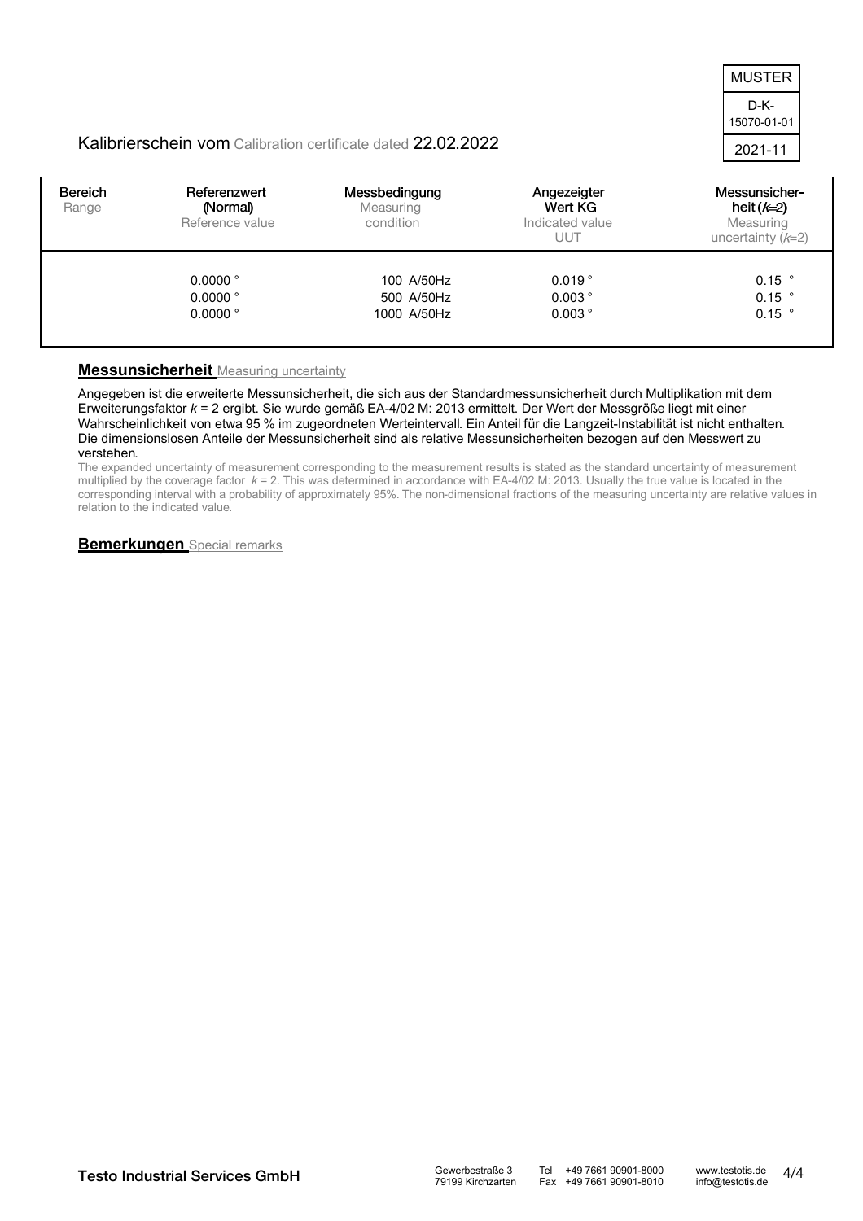MUSTER

D-K-15070-01-01

2021-11

Kalibrierschein vom Calibration certificate dated 22.02.2022

| Bereich<br>Range | Referenzwert (Normal)<br>Reference value | Messbedingung<br>Measuring condition | Angezeigter Wert KG<br>Indicated value UUT | Messunsicherheit ($k$=2)<br>Measuring uncertainty ($k$=2) |
|---|---|---|---|---|
| | 0.0000 ° | 100 A/50Hz | 0.019 ° | 0.15 ° |
| | 0.0000 ° | 500 A/50Hz | 0.003 ° | 0.15 ° |
| | 0.0000 ° | 1000 A/50Hz | 0.003 ° | 0.15 ° |

**Messunsicherheit** Measuring uncertainty

Angegeben ist die erweiterte Messunsicherheit, die sich aus der Standardmessunsicherheit durch Multiplikation mit dem Erweiterungsfaktor $k$ = 2 ergibt. Sie wurde gemäß EA-4/02 M: 2013 ermittelt. Der Wert der Messgröße liegt mit einer Wahrscheinlichkeit von etwa 95 % im zugeordneten Werteintervall. Ein Anteil für die Langzeit-Instabilität ist nicht enthalten. Die dimensionslosen Anteile der Messunsicherheit sind als relative Messunsicherheiten bezogen auf den Messwert zu verstehen.

The expanded uncertainty of measurement corresponding to the measurement results is stated as the standard uncertainty of measurement multiplied by the coverage factor $k$ = 2. This was determined in accordance with EA-4/02 M: 2013. Usually the true value is located in the corresponding interval with a probability of approximately 95%. The non-dimensional fractions of the measuring uncertainty are relative values in relation to the indicated value.

**Bemerkungen** Special remarks

Testo Industrial Services GmbH

Gewerbestraße 3
79199 Kirchzarten

Tel +49 7661 90901-8000
Fax +49 7661 90901-8010

www.testotis.de
info@testotis.de